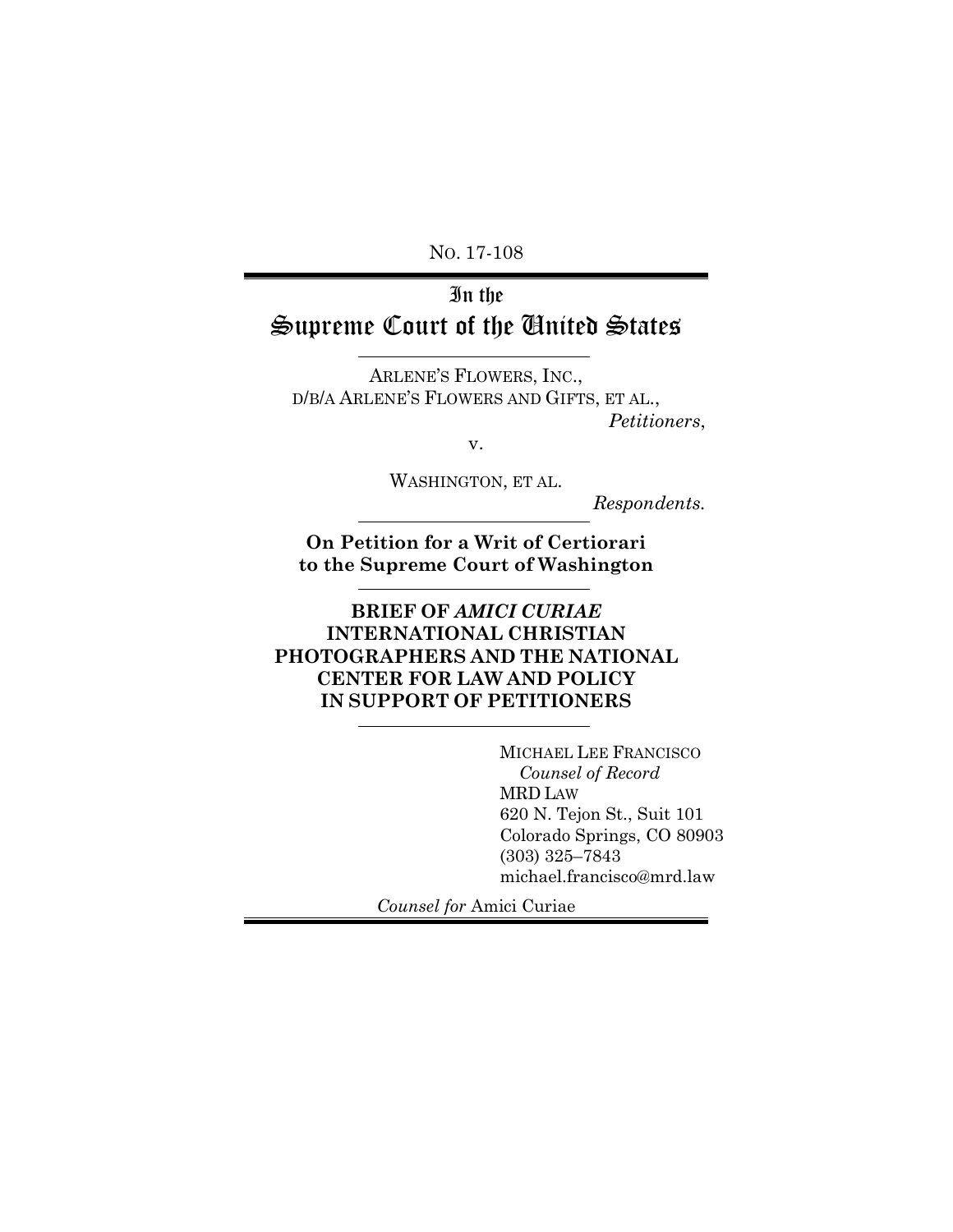No. 17-108

# In the Supreme Court of the United States

ARLENE'S FLOWERS, INC., D/B/A ARLENE'S FLOWERS AND GIFTS, ET AL.,

*Petitioners*,

v.

WASHINGTON, ET AL.

*Respondents.*

**On Petition for a Writ of Certiorari to the Supreme Court of Washington**

## BRIEF OF *AMICI CURIAE* INTERNATIONAL CHRISTIAN PHOTOGRAPHERS AND THE NATIONAL CENTER FOR LAW AND POLICY IN SUPPORT OF PETITIONERS

MICHAEL LEE FRANCISCO
*Counsel of Record*
MRD LAW
620 N. Tejon St., Suit 101
Colorado Springs, CO 80903
(303) 325–7843
michael.francisco@mrd.law

*Counsel for* Amici Curiae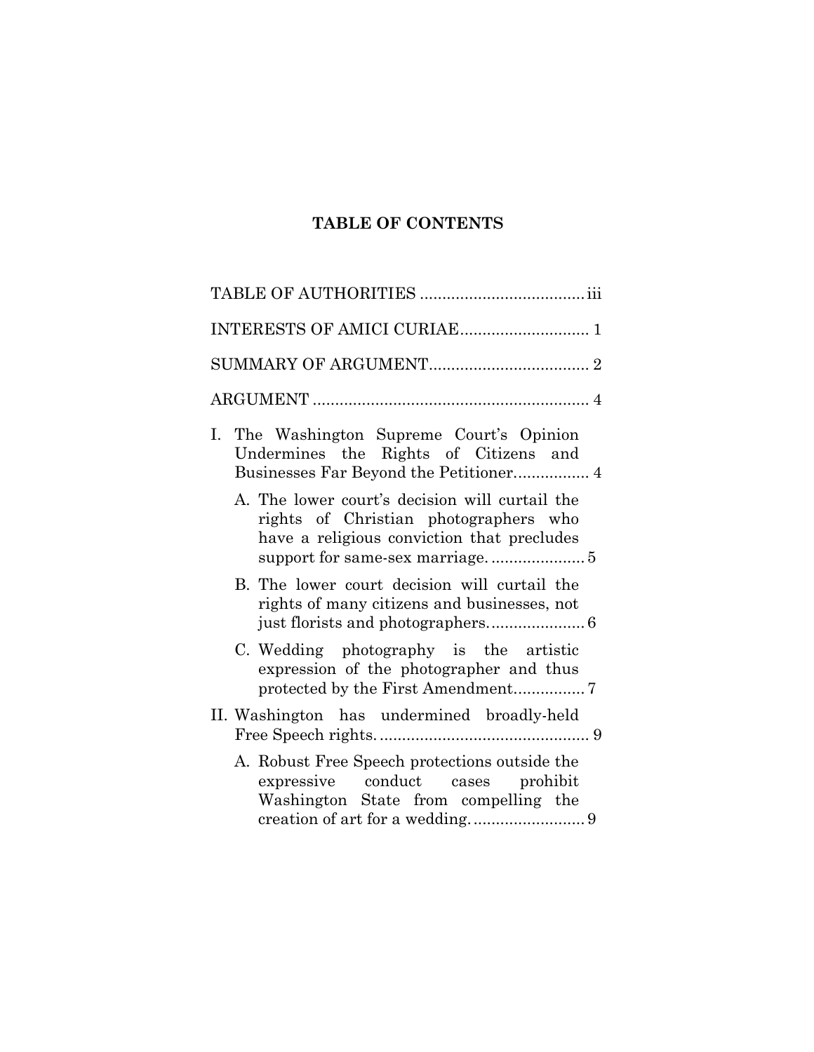# TABLE OF CONTENTS

TABLE OF AUTHORITIES .................................... iii

INTERESTS OF AMICI CURIAE............................ 1

SUMMARY OF ARGUMENT................................... 2

ARGUMENT ............................................................. 4

I. The Washington Supreme Court's Opinion Undermines the Rights of Citizens and Businesses Far Beyond the Petitioner................ 4

   A. The lower court's decision will curtail the rights of Christian photographers who have a religious conviction that precludes support for same-sex marriage. .................... 5

   B. The lower court decision will curtail the rights of many citizens and businesses, not just florists and photographers..................... 6

   C. Wedding photography is the artistic expression of the photographer and thus protected by the First Amendment................ 7

II. Washington has undermined broadly-held Free Speech rights. .............................................. 9

   A. Robust Free Speech protections outside the expressive conduct cases prohibit Washington State from compelling the creation of art for a wedding. ........................ 9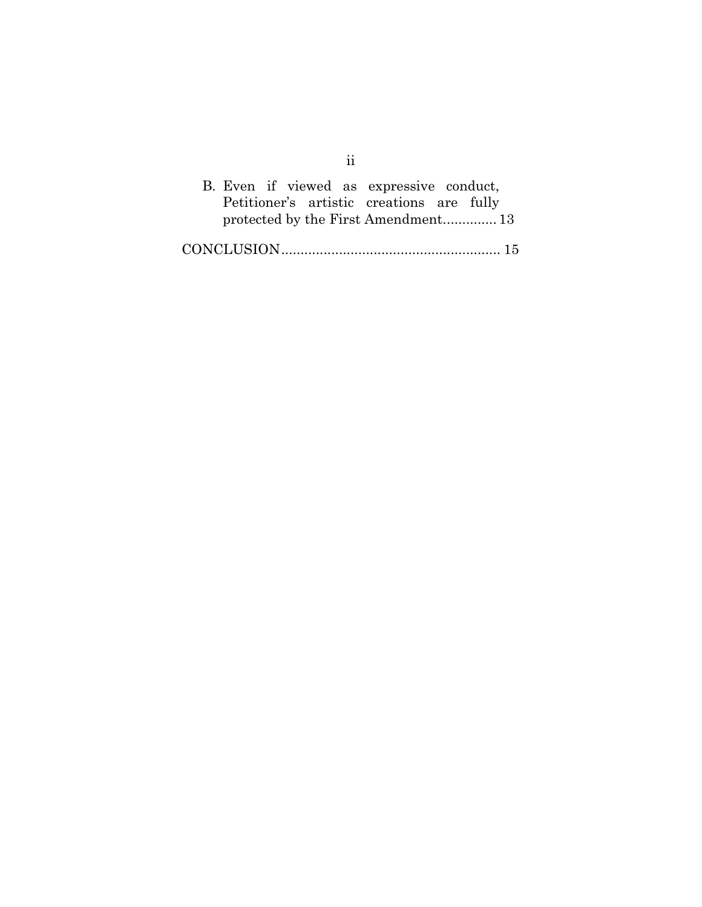B. Even if viewed as expressive conduct, Petitioner's artistic creations are fully protected by the First Amendment............. 13

CONCLUSION........................................................ 15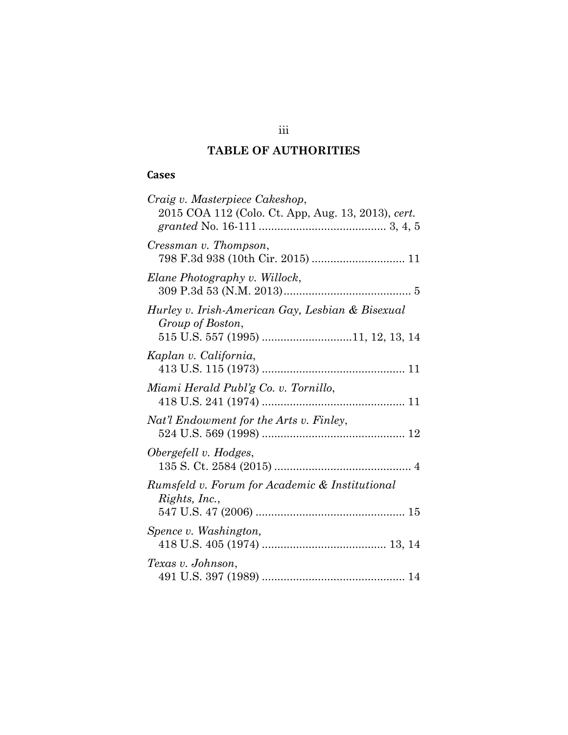# TABLE OF AUTHORITIES

## Cases

*Craig v. Masterpiece Cakeshop*,
2015 COA 112 (Colo. Ct. App, Aug. 13, 2013), *cert. granted* No. 16-111 ........................................ 3, 4, 5

*Cressman v. Thompson*,
798 F.3d 938 (10th Cir. 2015) ............................. 11

*Elane Photography v. Willock*,
309 P.3d 53 (N.M. 2013)......................................... 5

*Hurley v. Irish-American Gay, Lesbian & Bisexual Group of Boston*,
515 U.S. 557 (1995) ............................11, 12, 13, 14

*Kaplan v. California*,
413 U.S. 115 (1973) ............................................. 11

*Miami Herald Publ'g Co. v. Tornillo*,
418 U.S. 241 (1974) ............................................. 11

*Nat'l Endowment for the Arts v. Finley*,
524 U.S. 569 (1998) ............................................. 12

*Obergefell v. Hodges*,
135 S. Ct. 2584 (2015) ........................................... 4

*Rumsfeld v. Forum for Academic & Institutional Rights, Inc.*,
547 U.S. 47 (2006) ................................................ 15

*Spence v. Washington*,
418 U.S. 405 (1974) ....................................... 13, 14

*Texas v. Johnson*,
491 U.S. 397 (1989) ............................................. 14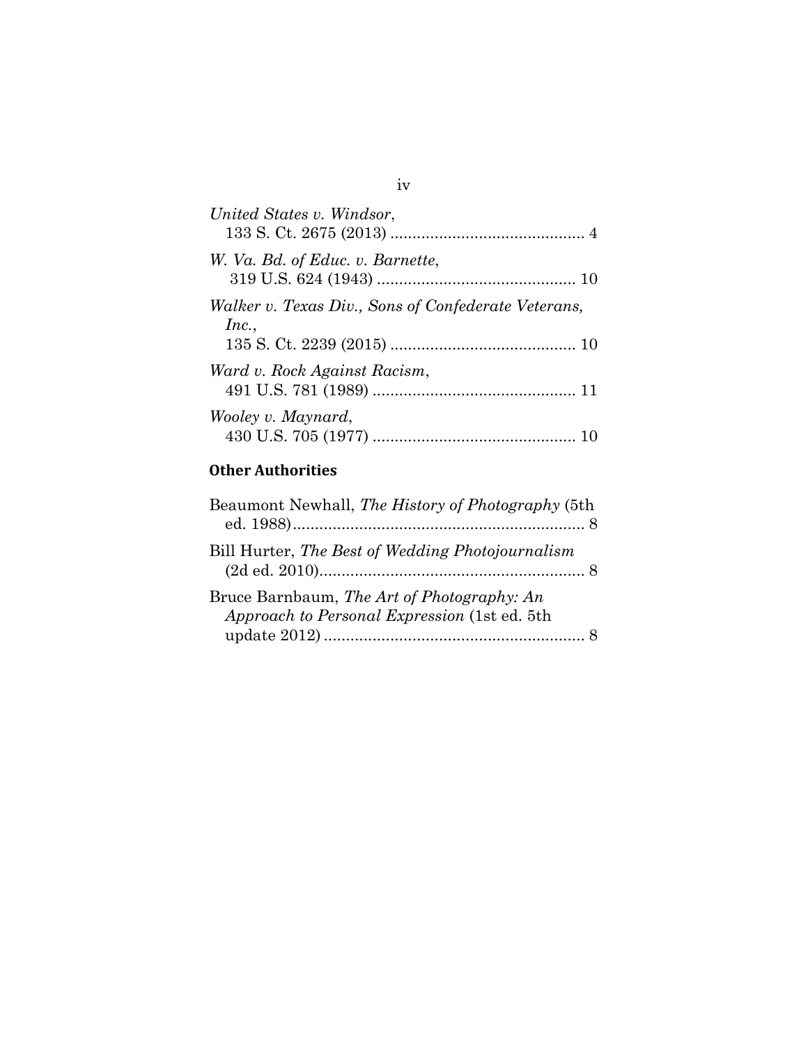*United States v. Windsor*,
133 S. Ct. 2675 (2013) ........................................... 4

*W. Va. Bd. of Educ. v. Barnette*,
319 U.S. 624 (1943) ............................................ 10

*Walker v. Texas Div., Sons of Confederate Veterans, Inc.*,
135 S. Ct. 2239 (2015) ......................................... 10

*Ward v. Rock Against Racism*,
491 U.S. 781 (1989) ............................................. 11

*Wooley v. Maynard*,
430 U.S. 705 (1977) ............................................. 10

**Other Authorities**

Beaumont Newhall, *The History of Photography* (5th ed. 1988).................................................................. 8

Bill Hurter, *The Best of Wedding Photojournalism* (2d ed. 2010)............................................................ 8

Bruce Barnbaum, *The Art of Photography: An Approach to Personal Expression* (1st ed. 5th update 2012) .......................................................... 8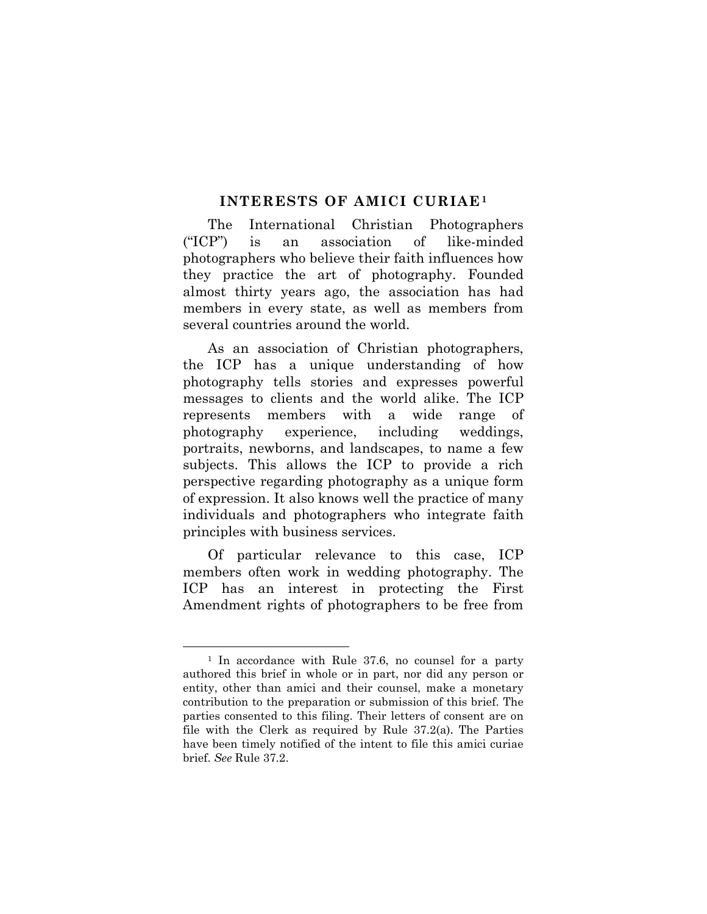## INTERESTS OF AMICI CURIAE[1]

The International Christian Photographers ("ICP") is an association of like-minded photographers who believe their faith influences how they practice the art of photography. Founded almost thirty years ago, the association has had members in every state, as well as members from several countries around the world.

As an association of Christian photographers, the ICP has a unique understanding of how photography tells stories and expresses powerful messages to clients and the world alike. The ICP represents members with a wide range of photography experience, including weddings, portraits, newborns, and landscapes, to name a few subjects. This allows the ICP to provide a rich perspective regarding photography as a unique form of expression. It also knows well the practice of many individuals and photographers who integrate faith principles with business services.

Of particular relevance to this case, ICP members often work in wedding photography. The ICP has an interest in protecting the First Amendment rights of photographers to be free from

---

[1] In accordance with Rule 37.6, no counsel for a party authored this brief in whole or in part, nor did any person or entity, other than amici and their counsel, make a monetary contribution to the preparation or submission of this brief. The parties consented to this filing. Their letters of consent are on file with the Clerk as required by Rule 37.2(a). The Parties have been timely notified of the intent to file this amici curiae brief. *See* Rule 37.2.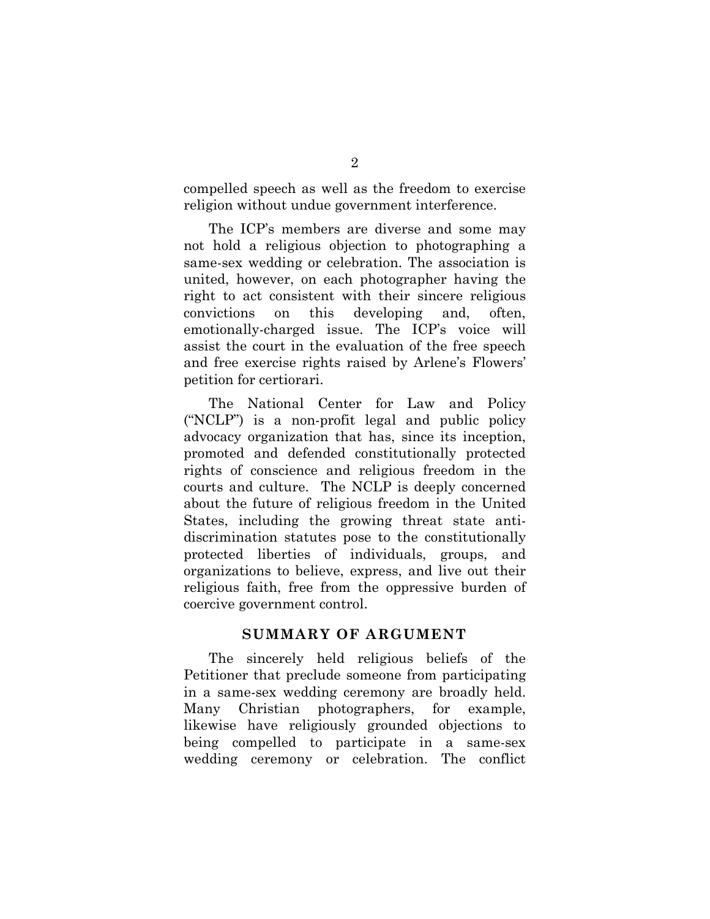compelled speech as well as the freedom to exercise religion without undue government interference.

The ICP's members are diverse and some may not hold a religious objection to photographing a same-sex wedding or celebration. The association is united, however, on each photographer having the right to act consistent with their sincere religious convictions on this developing and, often, emotionally-charged issue. The ICP's voice will assist the court in the evaluation of the free speech and free exercise rights raised by Arlene's Flowers' petition for certiorari.

The National Center for Law and Policy ("NCLP") is a non-profit legal and public policy advocacy organization that has, since its inception, promoted and defended constitutionally protected rights of conscience and religious freedom in the courts and culture. The NCLP is deeply concerned about the future of religious freedom in the United States, including the growing threat state anti-discrimination statutes pose to the constitutionally protected liberties of individuals, groups, and organizations to believe, express, and live out their religious faith, free from the oppressive burden of coercive government control.

## SUMMARY OF ARGUMENT

The sincerely held religious beliefs of the Petitioner that preclude someone from participating in a same-sex wedding ceremony are broadly held. Many Christian photographers, for example, likewise have religiously grounded objections to being compelled to participate in a same-sex wedding ceremony or celebration. The conflict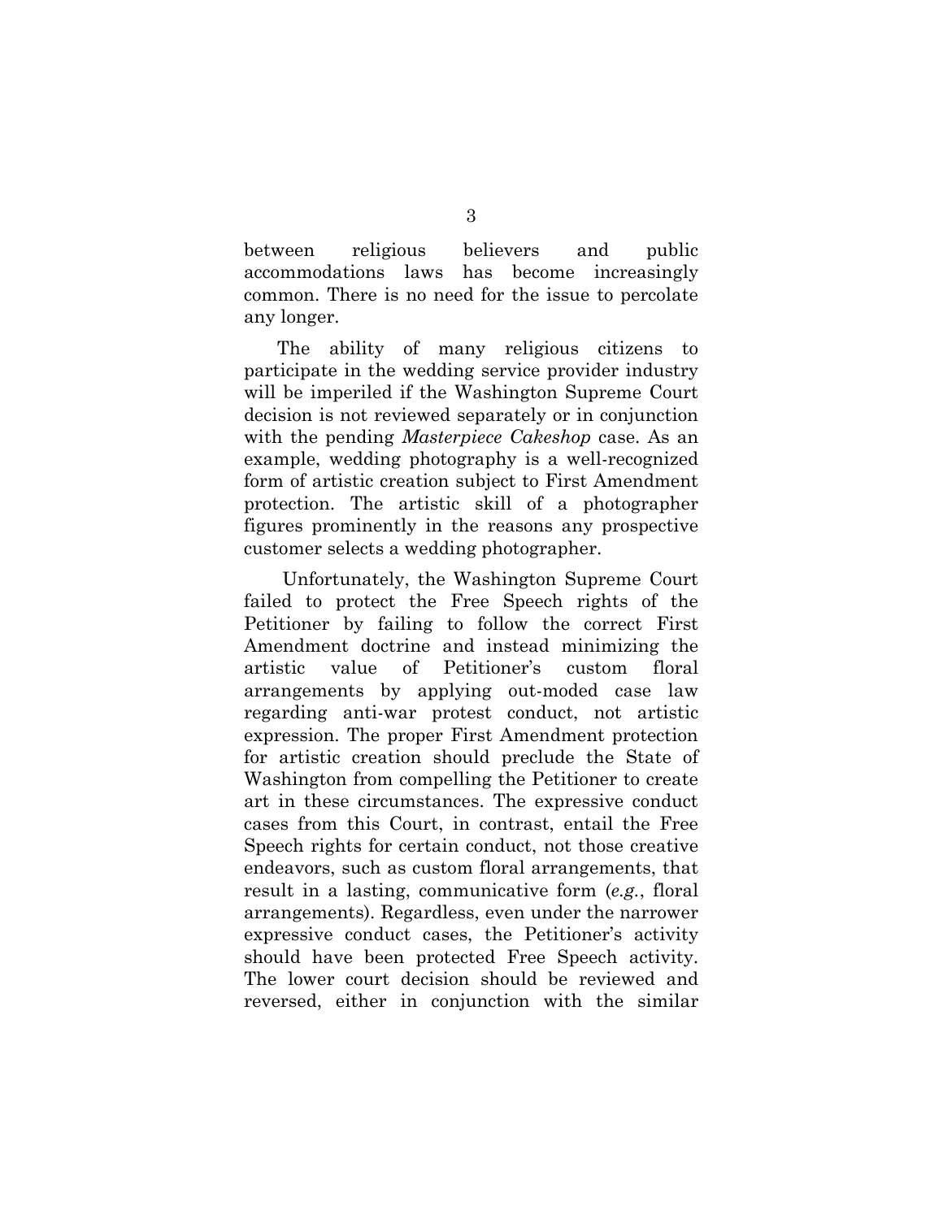between religious believers and public accommodations laws has become increasingly common. There is no need for the issue to percolate any longer.

The ability of many religious citizens to participate in the wedding service provider industry will be imperiled if the Washington Supreme Court decision is not reviewed separately or in conjunction with the pending *Masterpiece Cakeshop* case. As an example, wedding photography is a well-recognized form of artistic creation subject to First Amendment protection. The artistic skill of a photographer figures prominently in the reasons any prospective customer selects a wedding photographer.

Unfortunately, the Washington Supreme Court failed to protect the Free Speech rights of the Petitioner by failing to follow the correct First Amendment doctrine and instead minimizing the artistic value of Petitioner's custom floral arrangements by applying out-moded case law regarding anti-war protest conduct, not artistic expression. The proper First Amendment protection for artistic creation should preclude the State of Washington from compelling the Petitioner to create art in these circumstances. The expressive conduct cases from this Court, in contrast, entail the Free Speech rights for certain conduct, not those creative endeavors, such as custom floral arrangements, that result in a lasting, communicative form (*e.g.*, floral arrangements). Regardless, even under the narrower expressive conduct cases, the Petitioner's activity should have been protected Free Speech activity. The lower court decision should be reviewed and reversed, either in conjunction with the similar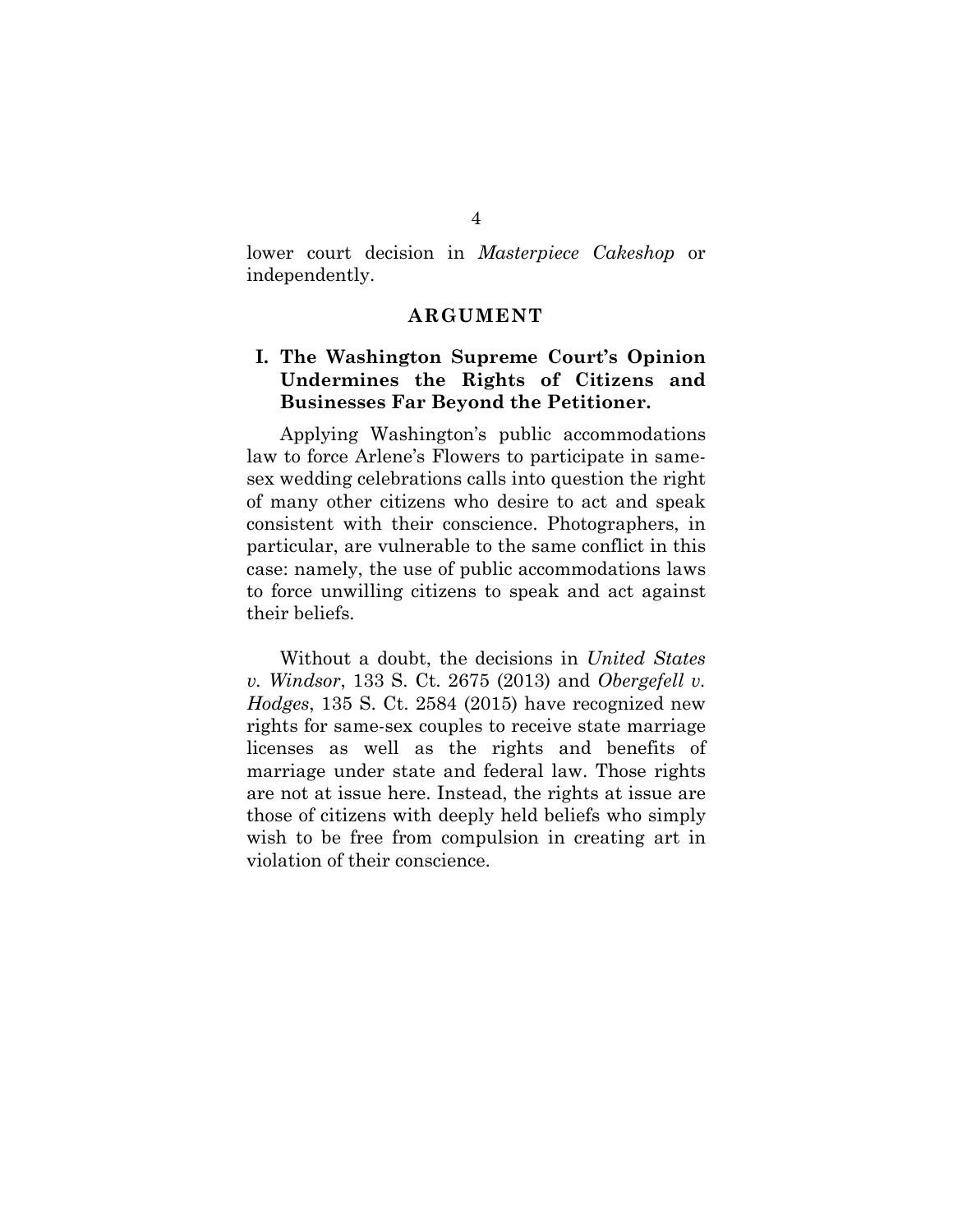lower court decision in *Masterpiece Cakeshop* or independently.

## ARGUMENT

### I. The Washington Supreme Court's Opinion Undermines the Rights of Citizens and Businesses Far Beyond the Petitioner.

Applying Washington's public accommodations law to force Arlene's Flowers to participate in same-sex wedding celebrations calls into question the right of many other citizens who desire to act and speak consistent with their conscience. Photographers, in particular, are vulnerable to the same conflict in this case: namely, the use of public accommodations laws to force unwilling citizens to speak and act against their beliefs.

Without a doubt, the decisions in *United States v. Windsor*, 133 S. Ct. 2675 (2013) and *Obergefell v. Hodges*, 135 S. Ct. 2584 (2015) have recognized new rights for same-sex couples to receive state marriage licenses as well as the rights and benefits of marriage under state and federal law. Those rights are not at issue here. Instead, the rights at issue are those of citizens with deeply held beliefs who simply wish to be free from compulsion in creating art in violation of their conscience.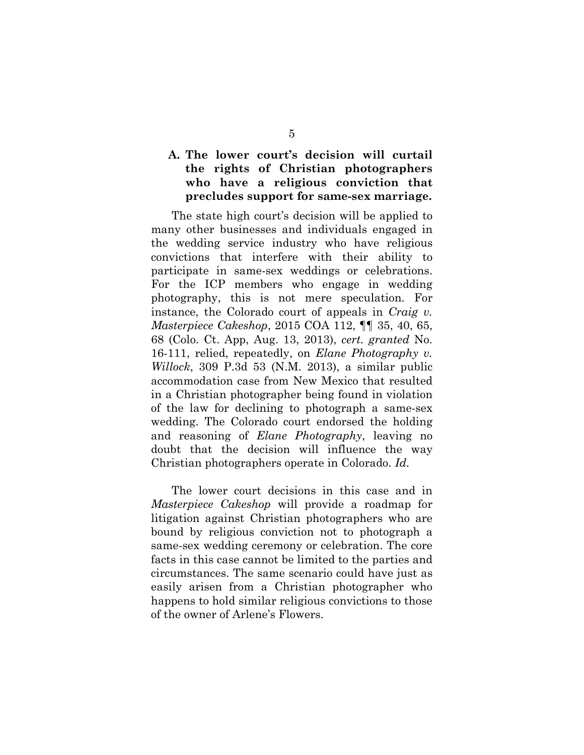### A. The lower court's decision will curtail the rights of Christian photographers who have a religious conviction that precludes support for same-sex marriage.

The state high court's decision will be applied to many other businesses and individuals engaged in the wedding service industry who have religious convictions that interfere with their ability to participate in same-sex weddings or celebrations. For the ICP members who engage in wedding photography, this is not mere speculation. For instance, the Colorado court of appeals in *Craig v. Masterpiece Cakeshop*, 2015 COA 112, ¶¶ 35, 40, 65, 68 (Colo. Ct. App, Aug. 13, 2013), *cert. granted* No. 16-111, relied, repeatedly, on *Elane Photography v. Willock*, 309 P.3d 53 (N.M. 2013), a similar public accommodation case from New Mexico that resulted in a Christian photographer being found in violation of the law for declining to photograph a same-sex wedding. The Colorado court endorsed the holding and reasoning of *Elane Photography*, leaving no doubt that the decision will influence the way Christian photographers operate in Colorado. *Id.*

The lower court decisions in this case and in *Masterpiece Cakeshop* will provide a roadmap for litigation against Christian photographers who are bound by religious conviction not to photograph a same-sex wedding ceremony or celebration. The core facts in this case cannot be limited to the parties and circumstances. The same scenario could have just as easily arisen from a Christian photographer who happens to hold similar religious convictions to those of the owner of Arlene's Flowers.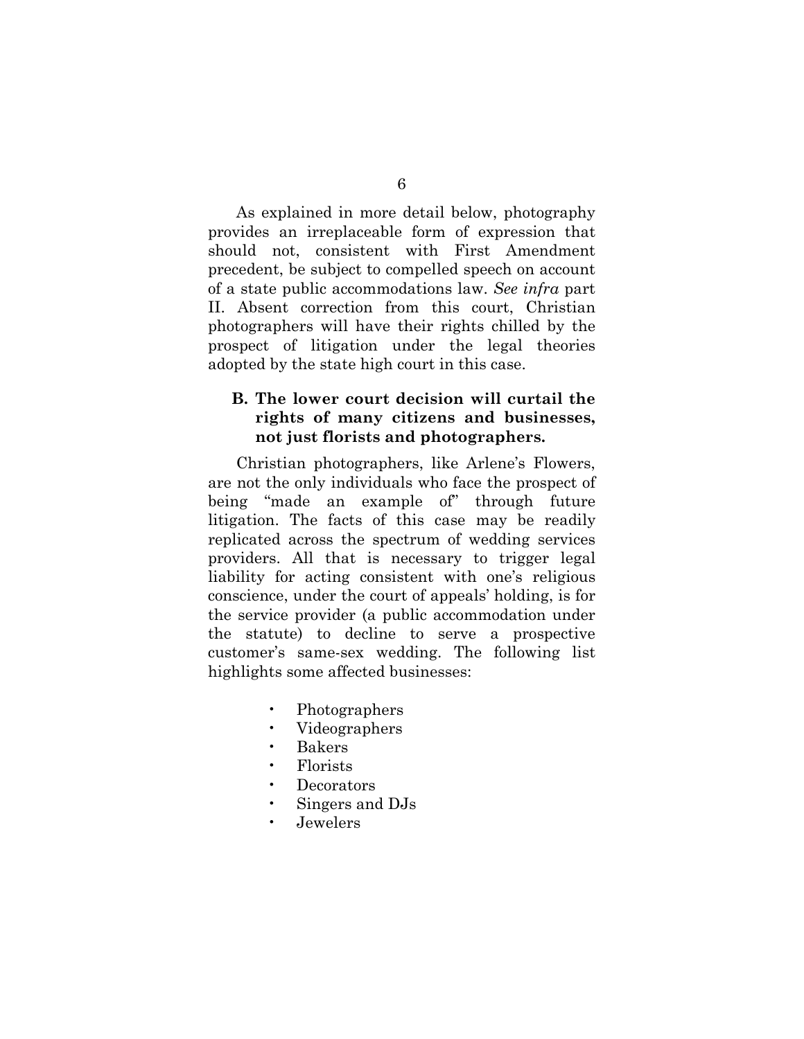As explained in more detail below, photography provides an irreplaceable form of expression that should not, consistent with First Amendment precedent, be subject to compelled speech on account of a state public accommodations law. *See infra* part II. Absent correction from this court, Christian photographers will have their rights chilled by the prospect of litigation under the legal theories adopted by the state high court in this case.

### B. The lower court decision will curtail the rights of many citizens and businesses, not just florists and photographers.

Christian photographers, like Arlene's Flowers, are not the only individuals who face the prospect of being "made an example of" through future litigation. The facts of this case may be readily replicated across the spectrum of wedding services providers. All that is necessary to trigger legal liability for acting consistent with one's religious conscience, under the court of appeals' holding, is for the service provider (a public accommodation under the statute) to decline to serve a prospective customer's same-sex wedding. The following list highlights some affected businesses:

- Photographers
- Videographers
- Bakers
- Florists
- Decorators
- Singers and DJs
- Jewelers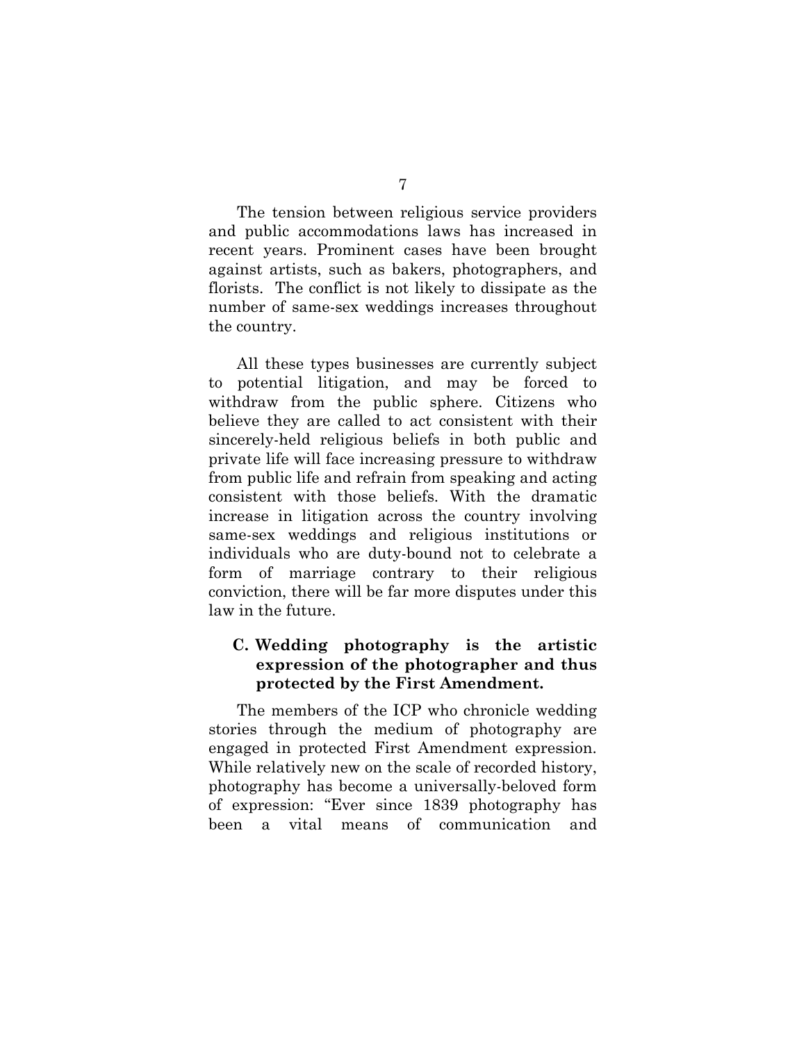The tension between religious service providers and public accommodations laws has increased in recent years. Prominent cases have been brought against artists, such as bakers, photographers, and florists. The conflict is not likely to dissipate as the number of same-sex weddings increases throughout the country.

All these types businesses are currently subject to potential litigation, and may be forced to withdraw from the public sphere. Citizens who believe they are called to act consistent with their sincerely-held religious beliefs in both public and private life will face increasing pressure to withdraw from public life and refrain from speaking and acting consistent with those beliefs. With the dramatic increase in litigation across the country involving same-sex weddings and religious institutions or individuals who are duty-bound not to celebrate a form of marriage contrary to their religious conviction, there will be far more disputes under this law in the future.

### C. Wedding photography is the artistic expression of the photographer and thus protected by the First Amendment.

The members of the ICP who chronicle wedding stories through the medium of photography are engaged in protected First Amendment expression. While relatively new on the scale of recorded history, photography has become a universally-beloved form of expression: "Ever since 1839 photography has been a vital means of communication and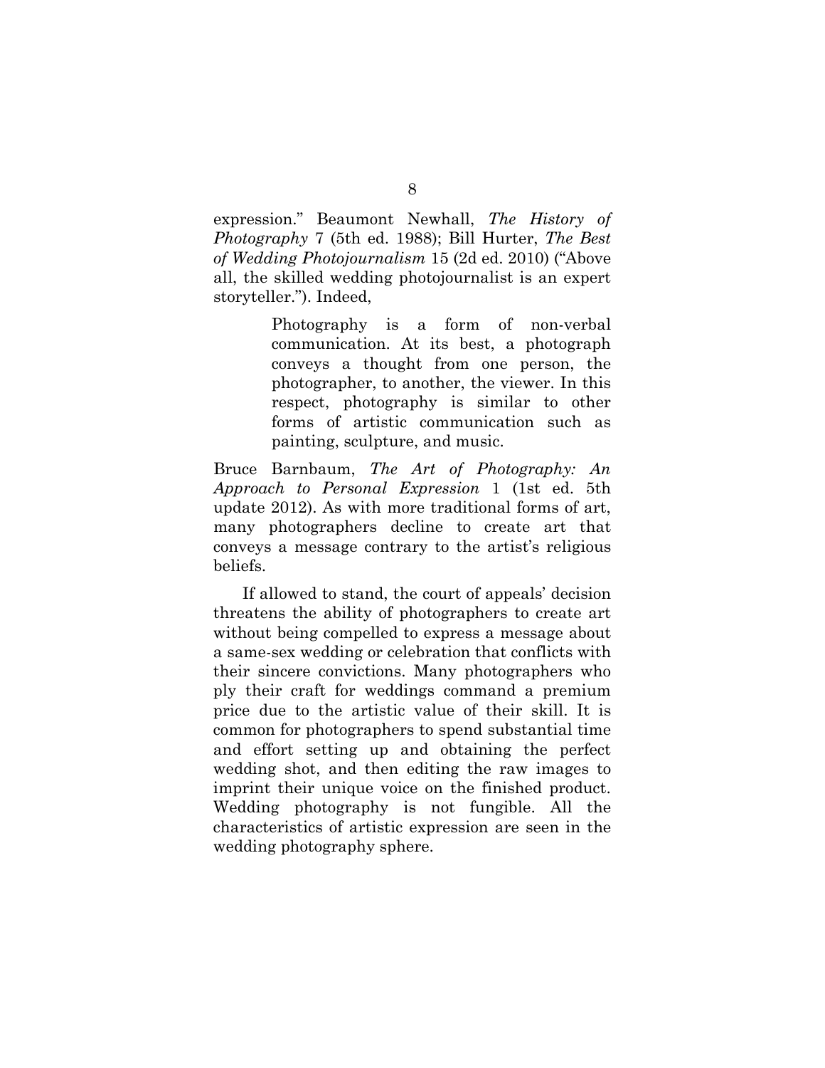expression." Beaumont Newhall, *The History of Photography* 7 (5th ed. 1988); Bill Hurter, *The Best of Wedding Photojournalism* 15 (2d ed. 2010) ("Above all, the skilled wedding photojournalist is an expert storyteller."). Indeed,

> Photography is a form of non-verbal communication. At its best, a photograph conveys a thought from one person, the photographer, to another, the viewer. In this respect, photography is similar to other forms of artistic communication such as painting, sculpture, and music.

Bruce Barnbaum, *The Art of Photography: An Approach to Personal Expression* 1 (1st ed. 5th update 2012). As with more traditional forms of art, many photographers decline to create art that conveys a message contrary to the artist's religious beliefs.

If allowed to stand, the court of appeals' decision threatens the ability of photographers to create art without being compelled to express a message about a same-sex wedding or celebration that conflicts with their sincere convictions. Many photographers who ply their craft for weddings command a premium price due to the artistic value of their skill. It is common for photographers to spend substantial time and effort setting up and obtaining the perfect wedding shot, and then editing the raw images to imprint their unique voice on the finished product. Wedding photography is not fungible. All the characteristics of artistic expression are seen in the wedding photography sphere.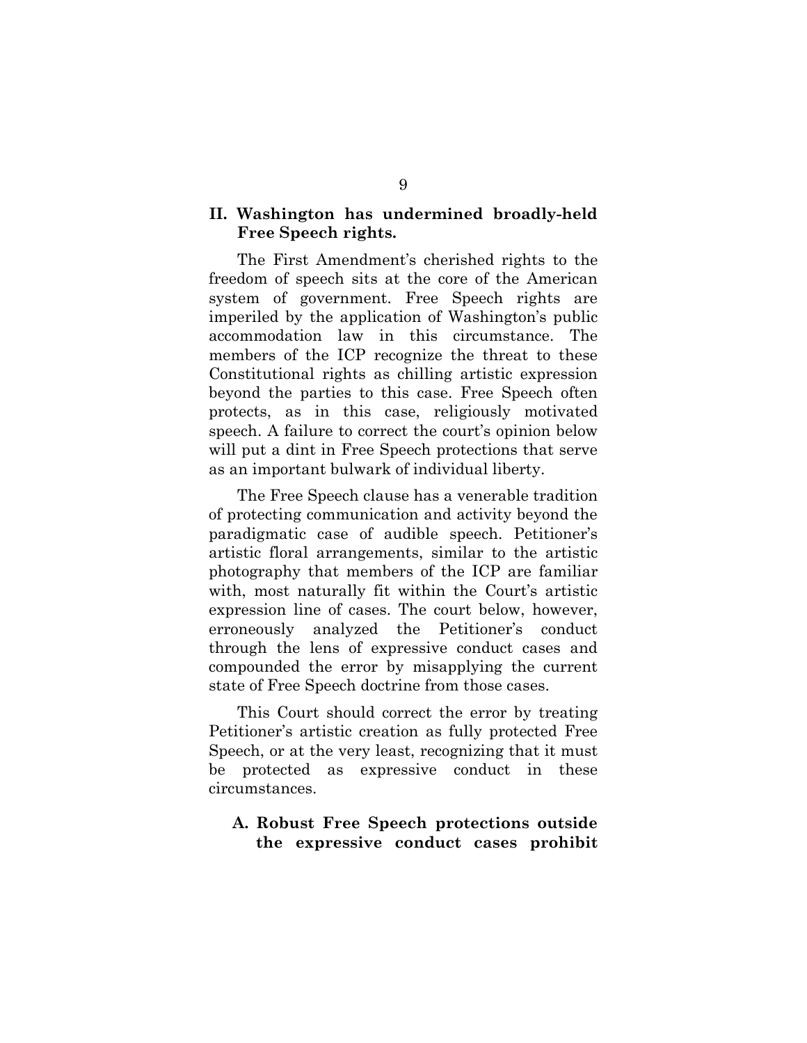## II. Washington has undermined broadly-held Free Speech rights.

The First Amendment's cherished rights to the freedom of speech sits at the core of the American system of government. Free Speech rights are imperiled by the application of Washington's public accommodation law in this circumstance. The members of the ICP recognize the threat to these Constitutional rights as chilling artistic expression beyond the parties to this case. Free Speech often protects, as in this case, religiously motivated speech. A failure to correct the court's opinion below will put a dint in Free Speech protections that serve as an important bulwark of individual liberty.

The Free Speech clause has a venerable tradition of protecting communication and activity beyond the paradigmatic case of audible speech. Petitioner's artistic floral arrangements, similar to the artistic photography that members of the ICP are familiar with, most naturally fit within the Court's artistic expression line of cases. The court below, however, erroneously analyzed the Petitioner's conduct through the lens of expressive conduct cases and compounded the error by misapplying the current state of Free Speech doctrine from those cases.

This Court should correct the error by treating Petitioner's artistic creation as fully protected Free Speech, or at the very least, recognizing that it must be protected as expressive conduct in these circumstances.

### A. Robust Free Speech protections outside the expressive conduct cases prohibit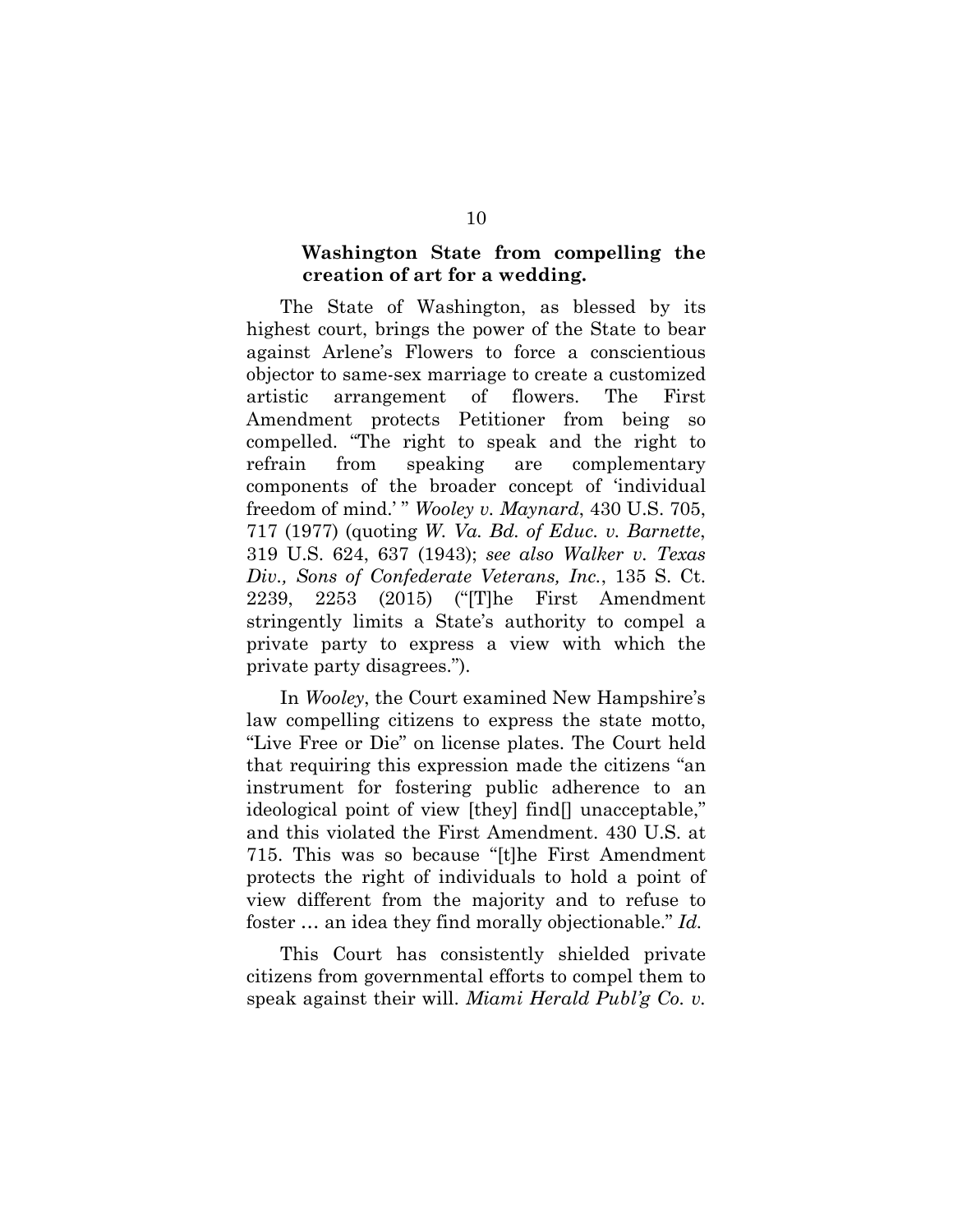**Washington State from compelling the creation of art for a wedding.**

The State of Washington, as blessed by its highest court, brings the power of the State to bear against Arlene's Flowers to force a conscientious objector to same-sex marriage to create a customized artistic arrangement of flowers. The First Amendment protects Petitioner from being so compelled. "The right to speak and the right to refrain from speaking are complementary components of the broader concept of 'individual freedom of mind.' " *Wooley v. Maynard*, 430 U.S. 705, 717 (1977) (quoting *W. Va. Bd. of Educ. v. Barnette*, 319 U.S. 624, 637 (1943); *see also Walker v. Texas Div., Sons of Confederate Veterans, Inc.*, 135 S. Ct. 2239, 2253 (2015) ("[T]he First Amendment stringently limits a State's authority to compel a private party to express a view with which the private party disagrees.").

In *Wooley*, the Court examined New Hampshire's law compelling citizens to express the state motto, "Live Free or Die" on license plates. The Court held that requiring this expression made the citizens "an instrument for fostering public adherence to an ideological point of view [they] find[] unacceptable," and this violated the First Amendment. 430 U.S. at 715. This was so because "[t]he First Amendment protects the right of individuals to hold a point of view different from the majority and to refuse to foster … an idea they find morally objectionable." *Id.*

This Court has consistently shielded private citizens from governmental efforts to compel them to speak against their will. *Miami Herald Publ'g Co. v.*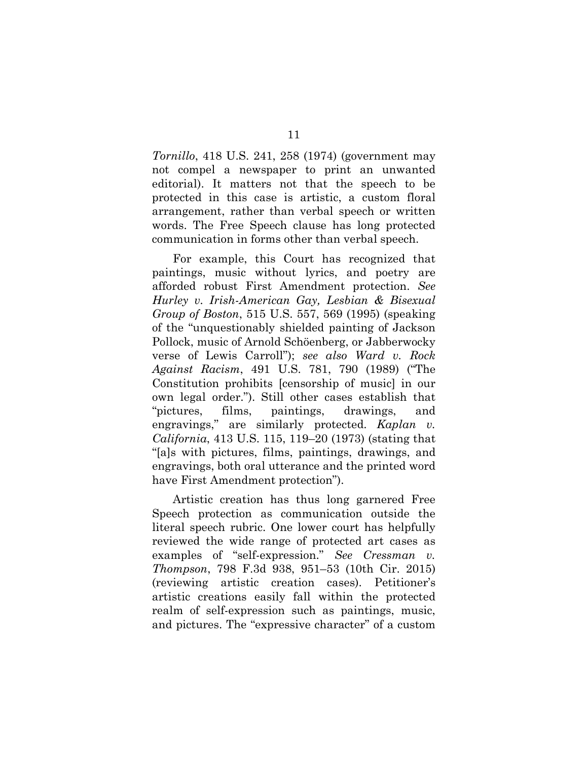*Tornillo*, 418 U.S. 241, 258 (1974) (government may not compel a newspaper to print an unwanted editorial). It matters not that the speech to be protected in this case is artistic, a custom floral arrangement, rather than verbal speech or written words. The Free Speech clause has long protected communication in forms other than verbal speech.

For example, this Court has recognized that paintings, music without lyrics, and poetry are afforded robust First Amendment protection. *See Hurley v. Irish-American Gay, Lesbian & Bisexual Group of Boston*, 515 U.S. 557, 569 (1995) (speaking of the "unquestionably shielded painting of Jackson Pollock, music of Arnold Schöenberg, or Jabberwocky verse of Lewis Carroll"); *see also Ward v. Rock Against Racism*, 491 U.S. 781, 790 (1989) ("The Constitution prohibits [censorship of music] in our own legal order."). Still other cases establish that "pictures, films, paintings, drawings, and engravings," are similarly protected. *Kaplan v. California*, 413 U.S. 115, 119–20 (1973) (stating that "[a]s with pictures, films, paintings, drawings, and engravings, both oral utterance and the printed word have First Amendment protection").

Artistic creation has thus long garnered Free Speech protection as communication outside the literal speech rubric. One lower court has helpfully reviewed the wide range of protected art cases as examples of "self-expression." *See Cressman v. Thompson*, 798 F.3d 938, 951–53 (10th Cir. 2015) (reviewing artistic creation cases). Petitioner's artistic creations easily fall within the protected realm of self-expression such as paintings, music, and pictures. The "expressive character" of a custom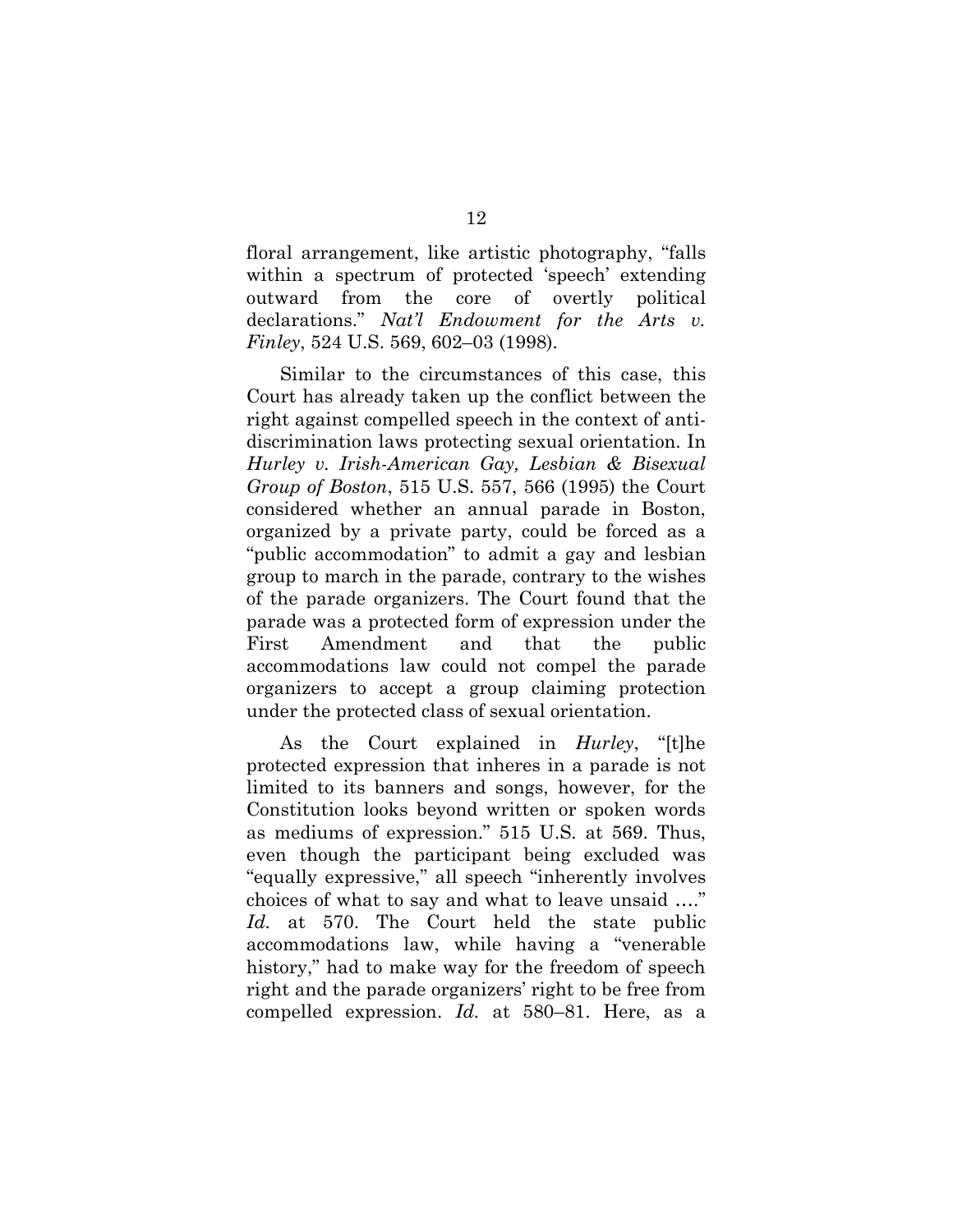floral arrangement, like artistic photography, "falls within a spectrum of protected 'speech' extending outward from the core of overtly political declarations." *Nat'l Endowment for the Arts v. Finley*, 524 U.S. 569, 602–03 (1998).

Similar to the circumstances of this case, this Court has already taken up the conflict between the right against compelled speech in the context of anti-discrimination laws protecting sexual orientation. In *Hurley v. Irish-American Gay, Lesbian & Bisexual Group of Boston*, 515 U.S. 557, 566 (1995) the Court considered whether an annual parade in Boston, organized by a private party, could be forced as a "public accommodation" to admit a gay and lesbian group to march in the parade, contrary to the wishes of the parade organizers. The Court found that the parade was a protected form of expression under the First Amendment and that the public accommodations law could not compel the parade organizers to accept a group claiming protection under the protected class of sexual orientation.

As the Court explained in *Hurley*, "[t]he protected expression that inheres in a parade is not limited to its banners and songs, however, for the Constitution looks beyond written or spoken words as mediums of expression." 515 U.S. at 569. Thus, even though the participant being excluded was "equally expressive," all speech "inherently involves choices of what to say and what to leave unsaid …." *Id.* at 570. The Court held the state public accommodations law, while having a "venerable history," had to make way for the freedom of speech right and the parade organizers' right to be free from compelled expression. *Id.* at 580–81. Here, as a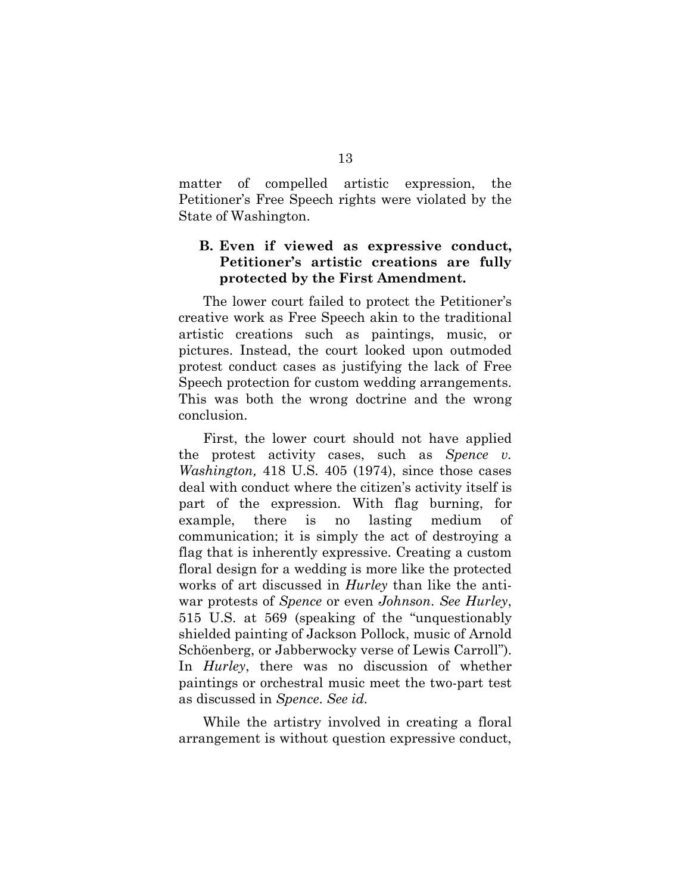matter of compelled artistic expression, the Petitioner's Free Speech rights were violated by the State of Washington.

### B. Even if viewed as expressive conduct, Petitioner's artistic creations are fully protected by the First Amendment.

The lower court failed to protect the Petitioner's creative work as Free Speech akin to the traditional artistic creations such as paintings, music, or pictures. Instead, the court looked upon outmoded protest conduct cases as justifying the lack of Free Speech protection for custom wedding arrangements. This was both the wrong doctrine and the wrong conclusion.

First, the lower court should not have applied the protest activity cases, such as *Spence v. Washington,* 418 U.S. 405 (1974), since those cases deal with conduct where the citizen's activity itself is part of the expression. With flag burning, for example, there is no lasting medium of communication; it is simply the act of destroying a flag that is inherently expressive. Creating a custom floral design for a wedding is more like the protected works of art discussed in *Hurley* than like the anti-war protests of *Spence* or even *Johnson*. *See Hurley*, 515 U.S. at 569 (speaking of the "unquestionably shielded painting of Jackson Pollock, music of Arnold Schöenberg, or Jabberwocky verse of Lewis Carroll"). In *Hurley*, there was no discussion of whether paintings or orchestral music meet the two-part test as discussed in *Spence*. *See id.*

While the artistry involved in creating a floral arrangement is without question expressive conduct,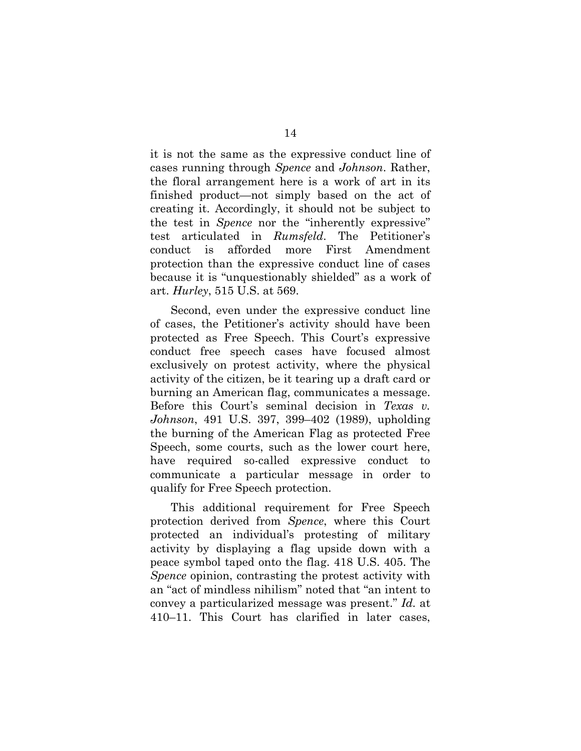it is not the same as the expressive conduct line of cases running through *Spence* and *Johnson*. Rather, the floral arrangement here is a work of art in its finished product—not simply based on the act of creating it. Accordingly, it should not be subject to the test in *Spence* nor the "inherently expressive" test articulated in *Rumsfeld*. The Petitioner's conduct is afforded more First Amendment protection than the expressive conduct line of cases because it is "unquestionably shielded" as a work of art. *Hurley*, 515 U.S. at 569.

Second, even under the expressive conduct line of cases, the Petitioner's activity should have been protected as Free Speech. This Court's expressive conduct free speech cases have focused almost exclusively on protest activity, where the physical activity of the citizen, be it tearing up a draft card or burning an American flag, communicates a message. Before this Court's seminal decision in *Texas v. Johnson*, 491 U.S. 397, 399–402 (1989), upholding the burning of the American Flag as protected Free Speech, some courts, such as the lower court here, have required so-called expressive conduct to communicate a particular message in order to qualify for Free Speech protection.

This additional requirement for Free Speech protection derived from *Spence*, where this Court protected an individual's protesting of military activity by displaying a flag upside down with a peace symbol taped onto the flag. 418 U.S. 405. The *Spence* opinion, contrasting the protest activity with an "act of mindless nihilism" noted that "an intent to convey a particularized message was present." *Id.* at 410–11. This Court has clarified in later cases,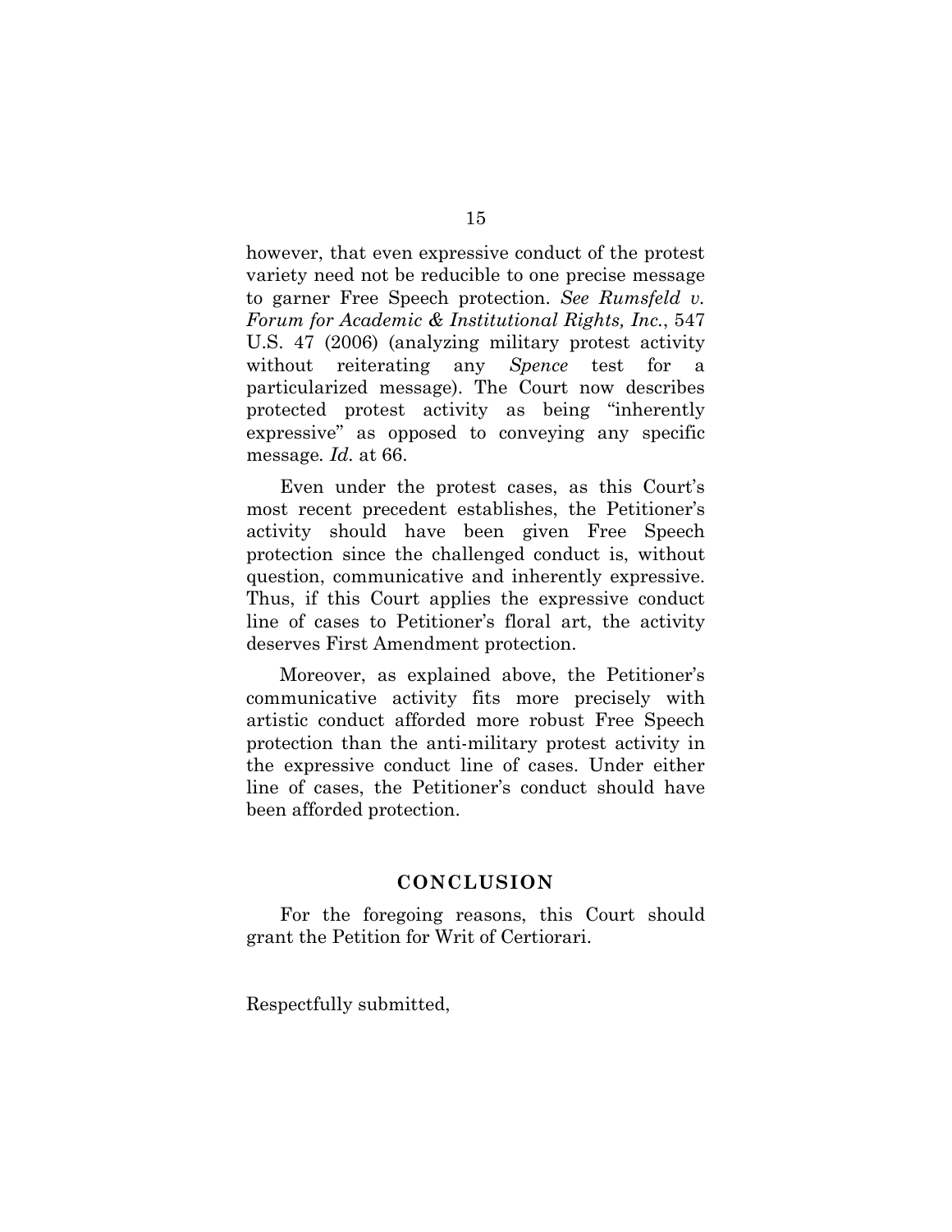however, that even expressive conduct of the protest variety need not be reducible to one precise message to garner Free Speech protection. *See Rumsfeld v. Forum for Academic & Institutional Rights, Inc.*, 547 U.S. 47 (2006) (analyzing military protest activity without reiterating any *Spence* test for a particularized message). The Court now describes protected protest activity as being "inherently expressive" as opposed to conveying any specific message. *Id.* at 66.

Even under the protest cases, as this Court's most recent precedent establishes, the Petitioner's activity should have been given Free Speech protection since the challenged conduct is, without question, communicative and inherently expressive. Thus, if this Court applies the expressive conduct line of cases to Petitioner's floral art, the activity deserves First Amendment protection.

Moreover, as explained above, the Petitioner's communicative activity fits more precisely with artistic conduct afforded more robust Free Speech protection than the anti-military protest activity in the expressive conduct line of cases. Under either line of cases, the Petitioner's conduct should have been afforded protection.

## CONCLUSION

For the foregoing reasons, this Court should grant the Petition for Writ of Certiorari.

Respectfully submitted,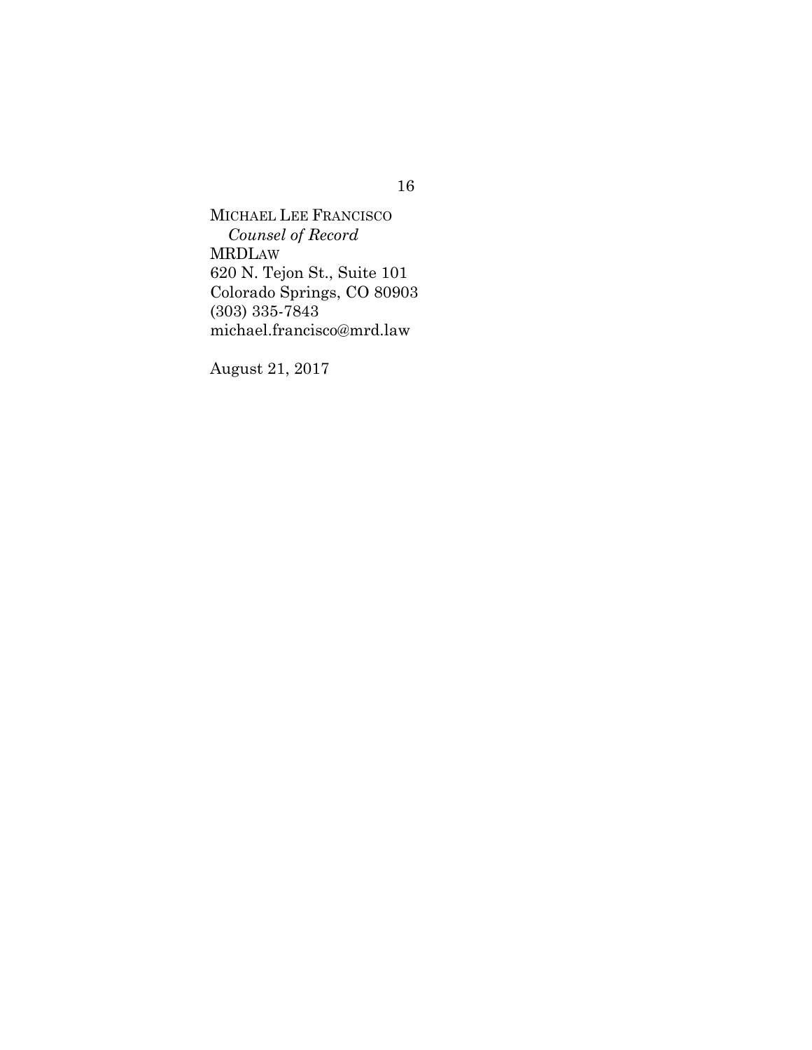MICHAEL LEE FRANCISCO
*Counsel of Record*
MRDLAW
620 N. Tejon St., Suite 101
Colorado Springs, CO 80903
(303) 335-7843
michael.francisco@mrd.law

August 21, 2017